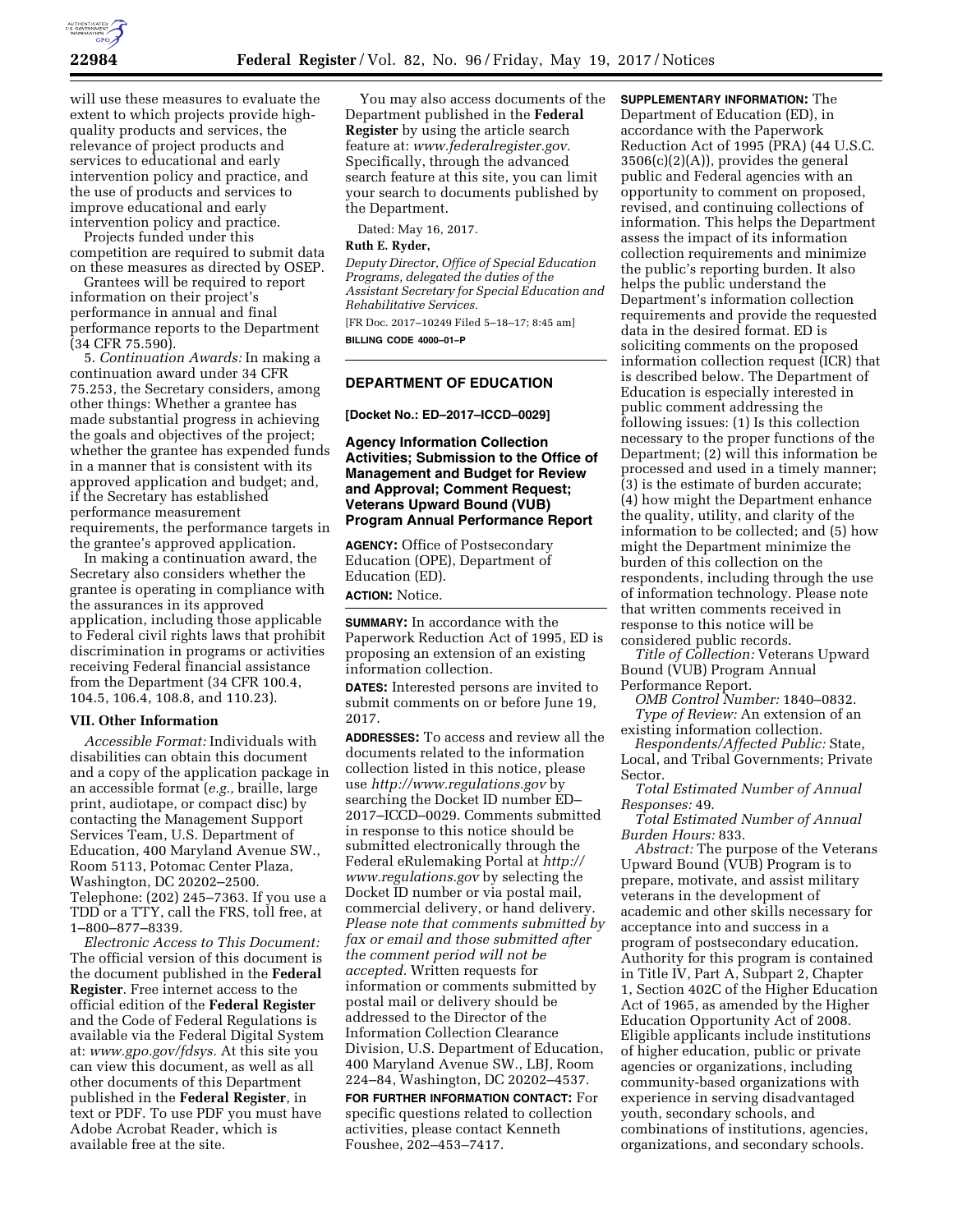will use these measures to evaluate the extent to which projects provide high-quality products and services, the relevance of project products and services to educational and early intervention policy and practice, and the use of products and services to improve educational and early intervention policy and practice.

Projects funded under this competition are required to submit data on these measures as directed by OSEP.

Grantees will be required to report information on their project's performance in annual and final performance reports to the Department (34 CFR 75.590).

5. *Continuation Awards:* In making a continuation award under 34 CFR 75.253, the Secretary considers, among other things: Whether a grantee has made substantial progress in achieving the goals and objectives of the project; whether the grantee has expended funds in a manner that is consistent with its approved application and budget; and, if the Secretary has established performance measurement requirements, the performance targets in the grantee's approved application.

In making a continuation award, the Secretary also considers whether the grantee is operating in compliance with the assurances in its approved application, including those applicable to Federal civil rights laws that prohibit discrimination in programs or activities receiving Federal financial assistance from the Department (34 CFR 100.4, 104.5, 106.4, 108.8, and 110.23).

### VII. Other Information

*Accessible Format:* Individuals with disabilities can obtain this document and a copy of the application package in an accessible format (*e.g.,* braille, large print, audiotape, or compact disc) by contacting the Management Support Services Team, U.S. Department of Education, 400 Maryland Avenue SW., Room 5113, Potomac Center Plaza, Washington, DC 20202–2500. Telephone: (202) 245–7363. If you use a TDD or a TTY, call the FRS, toll free, at 1–800–877–8339.

*Electronic Access to This Document:* The official version of this document is the document published in the **Federal Register**. Free internet access to the official edition of the **Federal Register** and the Code of Federal Regulations is available via the Federal Digital System at: *www.gpo.gov/fdsys.* At this site you can view this document, as well as all other documents of this Department published in the **Federal Register**, in text or PDF. To use PDF you must have Adobe Acrobat Reader, which is available free at the site.

You may also access documents of the Department published in the **Federal Register** by using the article search feature at: *www.federalregister.gov.* Specifically, through the advanced search feature at this site, you can limit your search to documents published by the Department.

Dated: May 16, 2017.

**Ruth E. Ryder,**

*Deputy Director, Office of Special Education Programs, delegated the duties of the Assistant Secretary for Special Education and Rehabilitative Services.*

[FR Doc. 2017–10249 Filed 5–18–17; 8:45 am]

**BILLING CODE 4000–01–P**

---

## DEPARTMENT OF EDUCATION

**[Docket No.: ED–2017–ICCD–0029]**

## Agency Information Collection Activities; Submission to the Office of Management and Budget for Review and Approval; Comment Request; Veterans Upward Bound (VUB) Program Annual Performance Report

**AGENCY:** Office of Postsecondary Education (OPE), Department of Education (ED).

**ACTION:** Notice.

**SUMMARY:** In accordance with the Paperwork Reduction Act of 1995, ED is proposing an extension of an existing information collection.

**DATES:** Interested persons are invited to submit comments on or before June 19, 2017.

**ADDRESSES:** To access and review all the documents related to the information collection listed in this notice, please use *http://www.regulations.gov* by searching the Docket ID number ED–2017–ICCD–0029. Comments submitted in response to this notice should be submitted electronically through the Federal eRulemaking Portal at *http://www.regulations.gov* by selecting the Docket ID number or via postal mail, commercial delivery, or hand delivery. *Please note that comments submitted by fax or email and those submitted after the comment period will not be accepted.* Written requests for information or comments submitted by postal mail or delivery should be addressed to the Director of the Information Collection Clearance Division, U.S. Department of Education, 400 Maryland Avenue SW., LBJ, Room 224–84, Washington, DC 20202–4537.

**FOR FURTHER INFORMATION CONTACT:** For specific questions related to collection activities, please contact Kenneth Foushee, 202–453–7417.

**SUPPLEMENTARY INFORMATION:** The Department of Education (ED), in accordance with the Paperwork Reduction Act of 1995 (PRA) (44 U.S.C. 3506(c)(2)(A)), provides the general public and Federal agencies with an opportunity to comment on proposed, revised, and continuing collections of information. This helps the Department assess the impact of its information collection requirements and minimize the public's reporting burden. It also helps the public understand the Department's information collection requirements and provide the requested data in the desired format. ED is soliciting comments on the proposed information collection request (ICR) that is described below. The Department of Education is especially interested in public comment addressing the following issues: (1) Is this collection necessary to the proper functions of the Department; (2) will this information be processed and used in a timely manner; (3) is the estimate of burden accurate; (4) how might the Department enhance the quality, utility, and clarity of the information to be collected; and (5) how might the Department minimize the burden of this collection on the respondents, including through the use of information technology. Please note that written comments received in response to this notice will be considered public records.

*Title of Collection:* Veterans Upward Bound (VUB) Program Annual Performance Report.

*OMB Control Number:* 1840–0832.

*Type of Review:* An extension of an existing information collection.

*Respondents/Affected Public:* State, Local, and Tribal Governments; Private Sector.

*Total Estimated Number of Annual Responses:* 49.

*Total Estimated Number of Annual Burden Hours:* 833.

*Abstract:* The purpose of the Veterans Upward Bound (VUB) Program is to prepare, motivate, and assist military veterans in the development of academic and other skills necessary for acceptance into and success in a program of postsecondary education. Authority for this program is contained in Title IV, Part A, Subpart 2, Chapter 1, Section 402C of the Higher Education Act of 1965, as amended by the Higher Education Opportunity Act of 2008. Eligible applicants include institutions of higher education, public or private agencies or organizations, including community-based organizations with experience in serving disadvantaged youth, secondary schools, and combinations of institutions, agencies, organizations, and secondary schools.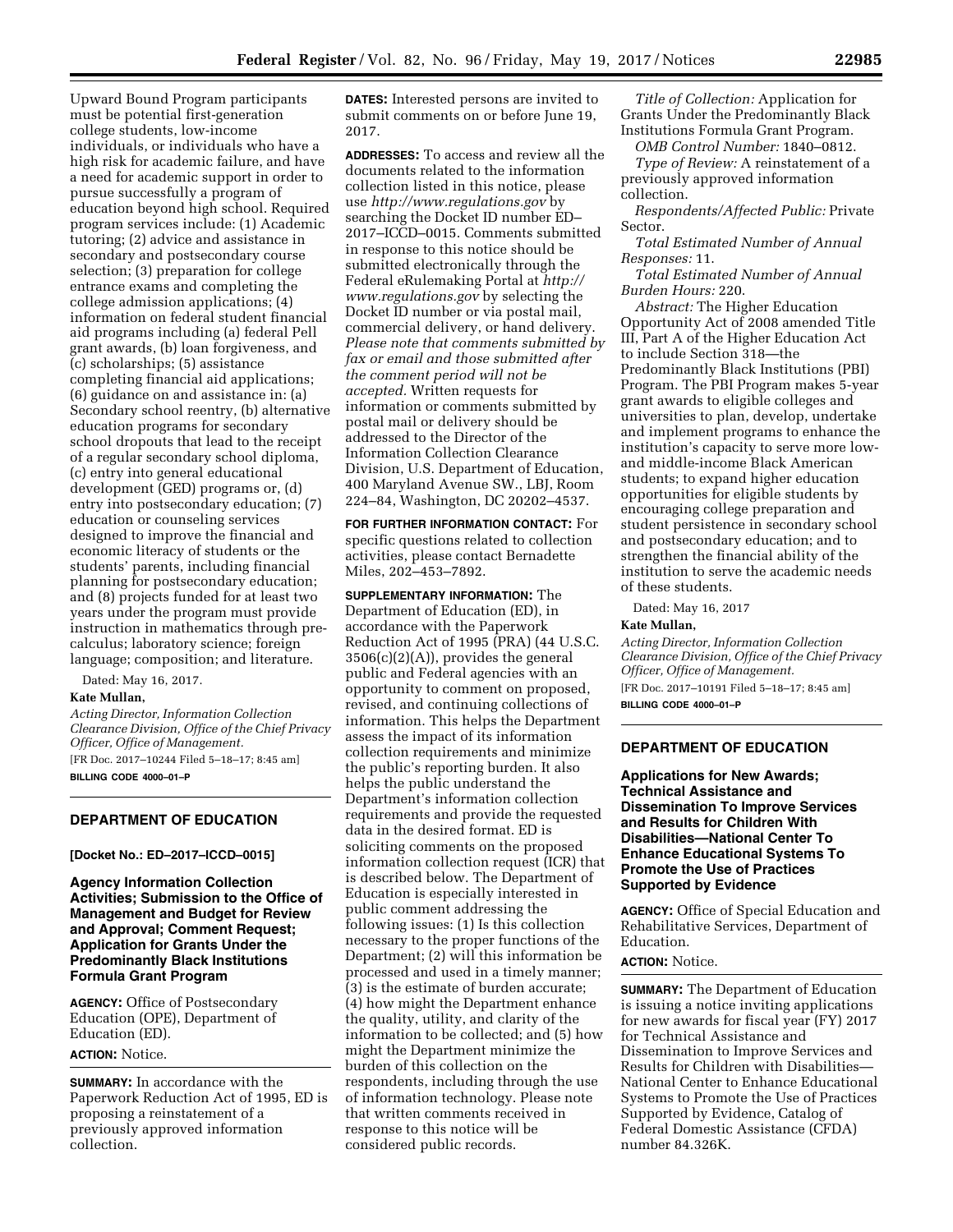Upward Bound Program participants must be potential first-generation college students, low-income individuals, or individuals who have a high risk for academic failure, and have a need for academic support in order to pursue successfully a program of education beyond high school. Required program services include: (1) Academic tutoring; (2) advice and assistance in secondary and postsecondary course selection; (3) preparation for college entrance exams and completing the college admission applications; (4) information on federal student financial aid programs including (a) federal Pell grant awards, (b) loan forgiveness, and (c) scholarships; (5) assistance completing financial aid applications; (6) guidance on and assistance in: (a) Secondary school reentry, (b) alternative education programs for secondary school dropouts that lead to the receipt of a regular secondary school diploma, (c) entry into general educational development (GED) programs or, (d) entry into postsecondary education; (7) education or counseling services designed to improve the financial and economic literacy of students or the students' parents, including financial planning for postsecondary education; and (8) projects funded for at least two years under the program must provide instruction in mathematics through pre-calculus; laboratory science; foreign language; composition; and literature.

Dated: May 16, 2017.

**Kate Mullan,**

*Acting Director, Information Collection Clearance Division, Office of the Chief Privacy Officer, Office of Management.*

[FR Doc. 2017–10244 Filed 5–18–17; 8:45 am]

**BILLING CODE 4000–01–P**

## DEPARTMENT OF EDUCATION

**[Docket No.: ED–2017–ICCD–0015]**

### Agency Information Collection Activities; Submission to the Office of Management and Budget for Review and Approval; Comment Request; Application for Grants Under the Predominantly Black Institutions Formula Grant Program

**AGENCY:** Office of Postsecondary Education (OPE), Department of Education (ED).

**ACTION:** Notice.

**SUMMARY:** In accordance with the Paperwork Reduction Act of 1995, ED is proposing a reinstatement of a previously approved information collection.

**DATES:** Interested persons are invited to submit comments on or before June 19, 2017.

**ADDRESSES:** To access and review all the documents related to the information collection listed in this notice, please use *http://www.regulations.gov* by searching the Docket ID number ED–2017–ICCD–0015. Comments submitted in response to this notice should be submitted electronically through the Federal eRulemaking Portal at *http://www.regulations.gov* by selecting the Docket ID number or via postal mail, commercial delivery, or hand delivery. *Please note that comments submitted by fax or email and those submitted after the comment period will not be accepted.* Written requests for information or comments submitted by postal mail or delivery should be addressed to the Director of the Information Collection Clearance Division, U.S. Department of Education, 400 Maryland Avenue SW., LBJ, Room 224–84, Washington, DC 20202–4537.

**FOR FURTHER INFORMATION CONTACT:** For specific questions related to collection activities, please contact Bernadette Miles, 202–453–7892.

**SUPPLEMENTARY INFORMATION:** The Department of Education (ED), in accordance with the Paperwork Reduction Act of 1995 (PRA) (44 U.S.C. 3506(c)(2)(A)), provides the general public and Federal agencies with an opportunity to comment on proposed, revised, and continuing collections of information. This helps the Department assess the impact of its information collection requirements and minimize the public's reporting burden. It also helps the public understand the Department's information collection requirements and provide the requested data in the desired format. ED is soliciting comments on the proposed information collection request (ICR) that is described below. The Department of Education is especially interested in public comment addressing the following issues: (1) Is this collection necessary to the proper functions of the Department; (2) will this information be processed and used in a timely manner; (3) is the estimate of burden accurate; (4) how might the Department enhance the quality, utility, and clarity of the information to be collected; and (5) how might the Department minimize the burden of this collection on the respondents, including through the use of information technology. Please note that written comments received in response to this notice will be considered public records.

*Title of Collection:* Application for Grants Under the Predominantly Black Institutions Formula Grant Program.

*OMB Control Number:* 1840–0812.

*Type of Review:* A reinstatement of a previously approved information collection.

*Respondents/Affected Public:* Private Sector.

*Total Estimated Number of Annual Responses:* 11.

*Total Estimated Number of Annual Burden Hours:* 220.

*Abstract:* The Higher Education Opportunity Act of 2008 amended Title III, Part A of the Higher Education Act to include Section 318—the Predominantly Black Institutions (PBI) Program. The PBI Program makes 5-year grant awards to eligible colleges and universities to plan, develop, undertake and implement programs to enhance the institution's capacity to serve more low- and middle-income Black American students; to expand higher education opportunities for eligible students by encouraging college preparation and student persistence in secondary school and postsecondary education; and to strengthen the financial ability of the institution to serve the academic needs of these students.

Dated: May 16, 2017

**Kate Mullan,**

*Acting Director, Information Collection Clearance Division, Office of the Chief Privacy Officer, Office of Management.*

[FR Doc. 2017–10191 Filed 5–18–17; 8:45 am]

**BILLING CODE 4000–01–P**

## DEPARTMENT OF EDUCATION

### Applications for New Awards; Technical Assistance and Dissemination To Improve Services and Results for Children With Disabilities—National Center To Enhance Educational Systems To Promote the Use of Practices Supported by Evidence

**AGENCY:** Office of Special Education and Rehabilitative Services, Department of Education.

**ACTION:** Notice.

**SUMMARY:** The Department of Education is issuing a notice inviting applications for new awards for fiscal year (FY) 2017 for Technical Assistance and Dissemination to Improve Services and Results for Children with Disabilities—National Center to Enhance Educational Systems to Promote the Use of Practices Supported by Evidence, Catalog of Federal Domestic Assistance (CFDA) number 84.326K.